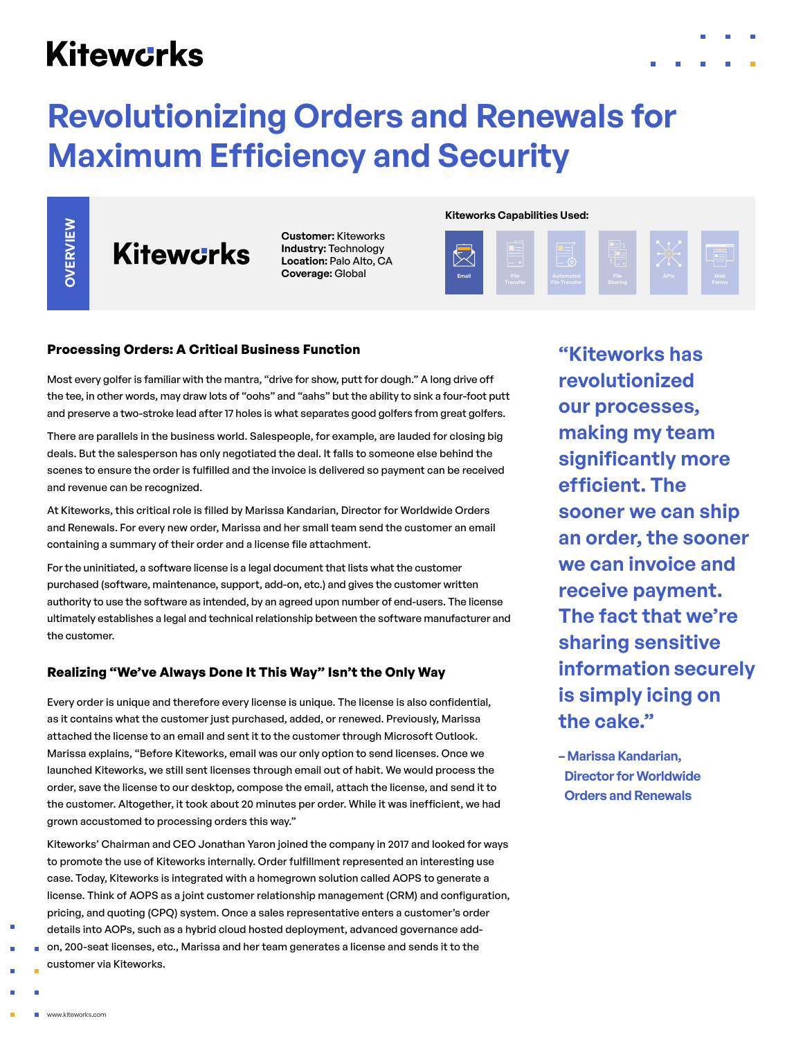# Revolutionizing Orders and Renewals for Maximum Efficiency and Security

**OVERVIEW**

Kiteworks

**Customer:** Kiteworks
**Industry:** Technology
**Location:** Palo Alto, CA
**Coverage:** Global

**Kiteworks Capabilities Used:**

Email | File Transfer | Automated File Transfer | File Sharing | APIs | Web Forms

## Processing Orders: A Critical Business Function

Most every golfer is familiar with the mantra, "drive for show, putt for dough." A long drive off the tee, in other words, may draw lots of "oohs" and "aahs" but the ability to sink a four-foot putt and preserve a two-stroke lead after 17 holes is what separates good golfers from great golfers.

There are parallels in the business world. Salespeople, for example, are lauded for closing big deals. But the salesperson has only negotiated the deal. It falls to someone else behind the scenes to ensure the order is fulfilled and the invoice is delivered so payment can be received and revenue can be recognized.

At Kiteworks, this critical role is filled by Marissa Kandarian, Director for Worldwide Orders and Renewals. For every new order, Marissa and her small team send the customer an email containing a summary of their order and a license file attachment.

For the uninitiated, a software license is a legal document that lists what the customer purchased (software, maintenance, support, add-on, etc.) and gives the customer written authority to use the software as intended, by an agreed upon number of end-users. The license ultimately establishes a legal and technical relationship between the software manufacturer and the customer.

## Realizing "We've Always Done It This Way" Isn't the Only Way

Every order is unique and therefore every license is unique. The license is also confidential, as it contains what the customer just purchased, added, or renewed. Previously, Marissa attached the license to an email and sent it to the customer through Microsoft Outlook. Marissa explains, "Before Kiteworks, email was our only option to send licenses. Once we launched Kiteworks, we still sent licenses through email out of habit. We would process the order, save the license to our desktop, compose the email, attach the license, and send it to the customer. Altogether, it took about 20 minutes per order. While it was inefficient, we had grown accustomed to processing orders this way."

Kiteworks' Chairman and CEO Jonathan Yaron joined the company in 2017 and looked for ways to promote the use of Kiteworks internally. Order fulfillment represented an interesting use case. Today, Kiteworks is integrated with a homegrown solution called AOPS to generate a license. Think of AOPS as a joint customer relationship management (CRM) and configuration, pricing, and quoting (CPQ) system. Once a sales representative enters a customer's order details into AOPs, such as a hybrid cloud hosted deployment, advanced governance add-on, 200-seat licenses, etc., Marissa and her team generates a license and sends it to the customer via Kiteworks.

> "Kiteworks has revolutionized our processes, making my team significantly more efficient. The sooner we can ship an order, the sooner we can invoice and receive payment. The fact that we're sharing sensitive information securely is simply icing on the cake."
>
> – Marissa Kandarian, Director for Worldwide Orders and Renewals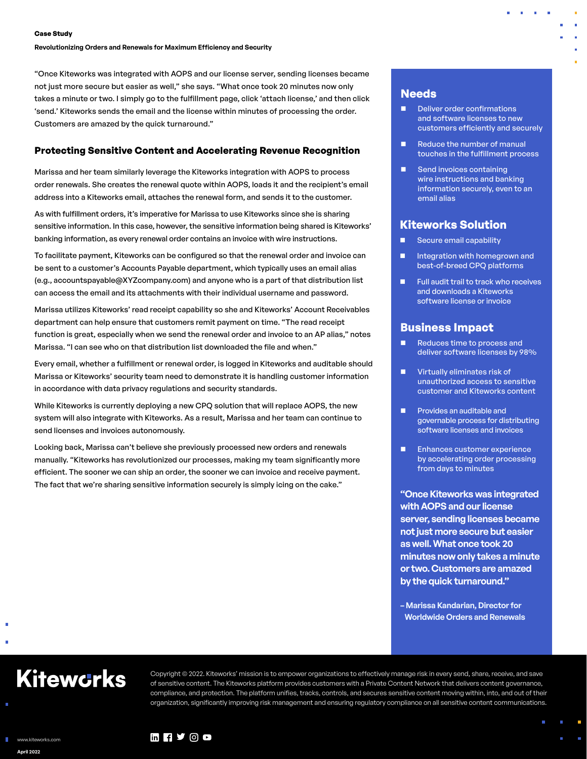"Once Kiteworks was integrated with AOPS and our license server, sending licenses became not just more secure but easier as well," she says. "What once took 20 minutes now only takes a minute or two. I simply go to the fulfillment page, click 'attach license,' and then click 'send.' Kiteworks sends the email and the license within minutes of processing the order. Customers are amazed by the quick turnaround."

## Protecting Sensitive Content and Accelerating Revenue Recognition

Marissa and her team similarly leverage the Kiteworks integration with AOPS to process order renewals. She creates the renewal quote within AOPS, loads it and the recipient's email address into a Kiteworks email, attaches the renewal form, and sends it to the customer.

As with fulfillment orders, it's imperative for Marissa to use Kiteworks since she is sharing sensitive information. In this case, however, the sensitive information being shared is Kiteworks' banking information, as every renewal order contains an invoice with wire instructions.

To facilitate payment, Kiteworks can be configured so that the renewal order and invoice can be sent to a customer's Accounts Payable department, which typically uses an email alias (e.g., accountspayable@XYZcompany.com) and anyone who is a part of that distribution list can access the email and its attachments with their individual username and password.

Marissa utilizes Kiteworks' read receipt capability so she and Kiteworks' Account Receivables department can help ensure that customers remit payment on time. "The read receipt function is great, especially when we send the renewal order and invoice to an AP alias," notes Marissa. "I can see who on that distribution list downloaded the file and when."

Every email, whether a fulfillment or renewal order, is logged in Kiteworks and auditable should Marissa or Kiteworks' security team need to demonstrate it is handling customer information in accordance with data privacy regulations and security standards.

While Kiteworks is currently deploying a new CPQ solution that will replace AOPS, the new system will also integrate with Kiteworks. As a result, Marissa and her team can continue to send licenses and invoices autonomously.

Looking back, Marissa can't believe she previously processed new orders and renewals manually. "Kiteworks has revolutionized our processes, making my team significantly more efficient. The sooner we can ship an order, the sooner we can invoice and receive payment. The fact that we're sharing sensitive information securely is simply icing on the cake."

## Needs

- Deliver order confirmations and software licenses to new customers efficiently and securely
- Reduce the number of manual touches in the fulfillment process
- Send invoices containing wire instructions and banking information securely, even to an email alias

## Kiteworks Solution

- Secure email capability
- Integration with homegrown and best-of-breed CPQ platforms
- Full audit trail to track who receives and downloads a Kiteworks software license or invoice

## Business Impact

- Reduces time to process and deliver software licenses by 98%
- Virtually eliminates risk of unauthorized access to sensitive customer and Kiteworks content
- Provides an auditable and governable process for distributing software licenses and invoices
- Enhances customer experience by accelerating order processing from days to minutes

**"Once Kiteworks was integrated with AOPS and our license server, sending licenses became not just more secure but easier as well. What once took 20 minutes now only takes a minute or two. Customers are amazed by the quick turnaround."**

**– Marissa Kandarian, Director for Worldwide Orders and Renewals**

Kiteworks

Copyright © 2022. Kiteworks' mission is to empower organizations to effectively manage risk in every send, share, receive, and save of sensitive content. The Kiteworks platform provides customers with a Private Content Network that delivers content governance, compliance, and protection. The platform unifies, tracks, controls, and secures sensitive content moving within, into, and out of their organization, significantly improving risk management and ensuring regulatory compliance on all sensitive content communications.

www.kiteworks.com

April 2022